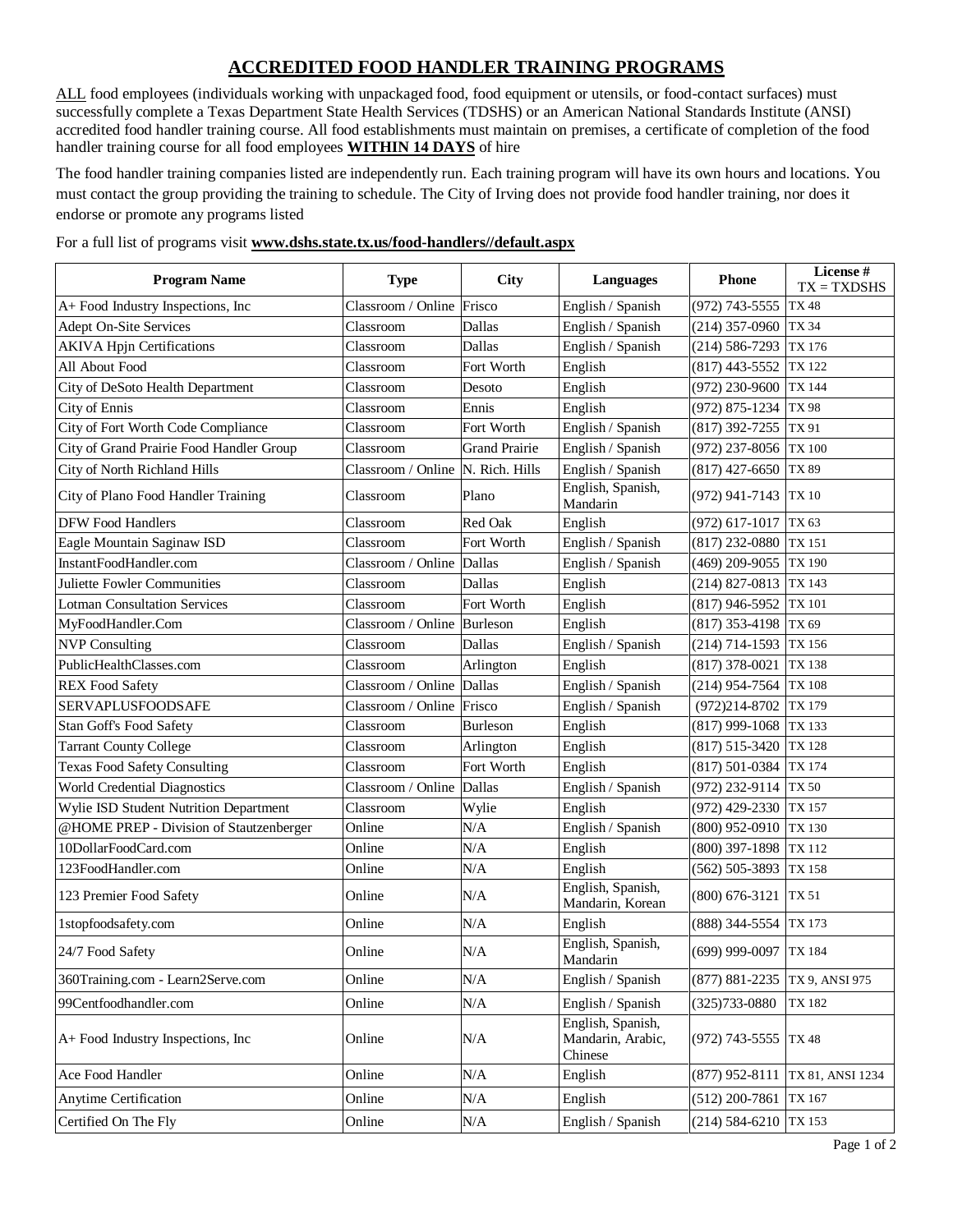# ACCREDITED FOOD HANDLER TRAINING PROGRAMS

ALL food employees (individuals working with unpackaged food, food equipment or utensils, or food-contact surfaces) must successfully complete a Texas Department State Health Services (TDSHS) or an American National Standards Institute (ANSI) accredited food handler training course. All food establishments must maintain on premises, a certificate of completion of the food handler training course for all food employees **WITHIN 14 DAYS** of hire

The food handler training companies listed are independently run. Each training program will have its own hours and locations. You must contact the group providing the training to schedule. The City of Irving does not provide food handler training, nor does it endorse or promote any programs listed

For a full list of programs visit **www.dshs.state.tx.us/food-handlers//default.aspx**

| Program Name | Type | City | Languages | Phone | License # TX = TXDSHS |
|---|---|---|---|---|---|
| A+ Food Industry Inspections, Inc | Classroom / Online | Frisco | English / Spanish | (972) 743-5555 | TX 48 |
| Adept On-Site Services | Classroom | Dallas | English / Spanish | (214) 357-0960 | TX 34 |
| AKIVA Hpjn Certifications | Classroom | Dallas | English / Spanish | (214) 586-7293 | TX 176 |
| All About Food | Classroom | Fort Worth | English | (817) 443-5552 | TX 122 |
| City of DeSoto Health Department | Classroom | Desoto | English | (972) 230-9600 | TX 144 |
| City of Ennis | Classroom | Ennis | English | (972) 875-1234 | TX 98 |
| City of Fort Worth Code Compliance | Classroom | Fort Worth | English / Spanish | (817) 392-7255 | TX 91 |
| City of Grand Prairie Food Handler Group | Classroom | Grand Prairie | English / Spanish | (972) 237-8056 | TX 100 |
| City of North Richland Hills | Classroom / Online | N. Rich. Hills | English / Spanish | (817) 427-6650 | TX 89 |
| City of Plano Food Handler Training | Classroom | Plano | English, Spanish, Mandarin | (972) 941-7143 | TX 10 |
| DFW Food Handlers | Classroom | Red Oak | English | (972) 617-1017 | TX 63 |
| Eagle Mountain Saginaw ISD | Classroom | Fort Worth | English / Spanish | (817) 232-0880 | TX 151 |
| InstantFoodHandler.com | Classroom / Online | Dallas | English / Spanish | (469) 209-9055 | TX 190 |
| Juliette Fowler Communities | Classroom | Dallas | English | (214) 827-0813 | TX 143 |
| Lotman Consultation Services | Classroom | Fort Worth | English | (817) 946-5952 | TX 101 |
| MyFoodHandler.Com | Classroom / Online | Burleson | English | (817) 353-4198 | TX 69 |
| NVP Consulting | Classroom | Dallas | English / Spanish | (214) 714-1593 | TX 156 |
| PublicHealthClasses.com | Classroom | Arlington | English | (817) 378-0021 | TX 138 |
| REX Food Safety | Classroom / Online | Dallas | English / Spanish | (214) 954-7564 | TX 108 |
| SERVAPLUSFOODSAFE | Classroom / Online | Frisco | English / Spanish | (972)214-8702 | TX 179 |
| Stan Goff's Food Safety | Classroom | Burleson | English | (817) 999-1068 | TX 133 |
| Tarrant County College | Classroom | Arlington | English | (817) 515-3420 | TX 128 |
| Texas Food Safety Consulting | Classroom | Fort Worth | English | (817) 501-0384 | TX 174 |
| World Credential Diagnostics | Classroom / Online | Dallas | English / Spanish | (972) 232-9114 | TX 50 |
| Wylie ISD Student Nutrition Department | Classroom | Wylie | English | (972) 429-2330 | TX 157 |
| @HOME PREP - Division of Stautzenberger | Online | N/A | English / Spanish | (800) 952-0910 | TX 130 |
| 10DollarFoodCard.com | Online | N/A | English | (800) 397-1898 | TX 112 |
| 123FoodHandler.com | Online | N/A | English | (562) 505-3893 | TX 158 |
| 123 Premier Food Safety | Online | N/A | English, Spanish, Mandarin, Korean | (800) 676-3121 | TX 51 |
| 1stopfoodsafety.com | Online | N/A | English | (888) 344-5554 | TX 173 |
| 24/7 Food Safety | Online | N/A | English, Spanish, Mandarin | (699) 999-0097 | TX 184 |
| 360Training.com - Learn2Serve.com | Online | N/A | English / Spanish | (877) 881-2235 | TX 9, ANSI 975 |
| 99Centfoodhandler.com | Online | N/A | English / Spanish | (325)733-0880 | TX 182 |
| A+ Food Industry Inspections, Inc | Online | N/A | English, Spanish, Mandarin, Arabic, Chinese | (972) 743-5555 | TX 48 |
| Ace Food Handler | Online | N/A | English | (877) 952-8111 | TX 81, ANSI 1234 |
| Anytime Certification | Online | N/A | English | (512) 200-7861 | TX 167 |
| Certified On The Fly | Online | N/A | English / Spanish | (214) 584-6210 | TX 153 |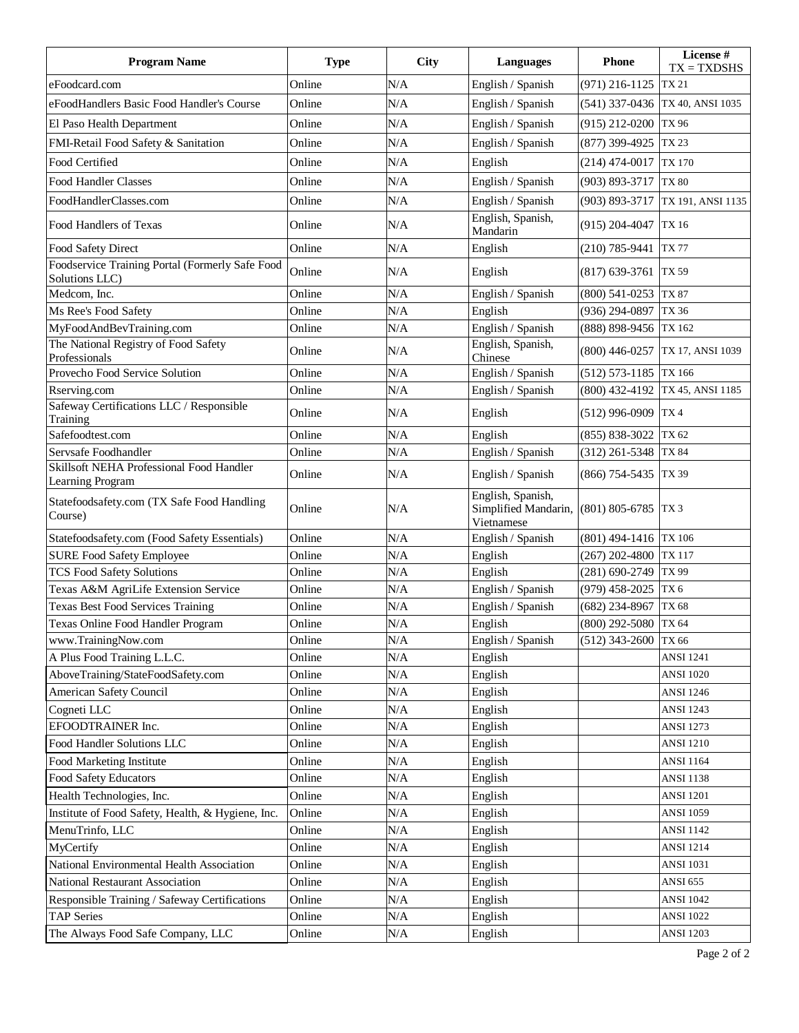| Program Name | Type | City | Languages | Phone | License # TX = TXDSHS |
|---|---|---|---|---|---|
| eFoodcard.com | Online | N/A | English / Spanish | (971) 216-1125 | TX 21 |
| eFoodHandlers Basic Food Handler's Course | Online | N/A | English / Spanish | (541) 337-0436 | TX 40, ANSI 1035 |
| El Paso Health Department | Online | N/A | English / Spanish | (915) 212-0200 | TX 96 |
| FMI-Retail Food Safety & Sanitation | Online | N/A | English / Spanish | (877) 399-4925 | TX 23 |
| Food Certified | Online | N/A | English | (214) 474-0017 | TX 170 |
| Food Handler Classes | Online | N/A | English / Spanish | (903) 893-3717 | TX 80 |
| FoodHandlerClasses.com | Online | N/A | English / Spanish | (903) 893-3717 | TX 191, ANSI 1135 |
| Food Handlers of Texas | Online | N/A | English, Spanish, Mandarin | (915) 204-4047 | TX 16 |
| Food Safety Direct | Online | N/A | English | (210) 785-9441 | TX 77 |
| Foodservice Training Portal (Formerly Safe Food Solutions LLC) | Online | N/A | English | (817) 639-3761 | TX 59 |
| Medcom, Inc. | Online | N/A | English / Spanish | (800) 541-0253 | TX 87 |
| Ms Ree's Food Safety | Online | N/A | English | (936) 294-0897 | TX 36 |
| MyFoodAndBevTraining.com | Online | N/A | English / Spanish | (888) 898-9456 | TX 162 |
| The National Registry of Food Safety Professionals | Online | N/A | English, Spanish, Chinese | (800) 446-0257 | TX 17, ANSI 1039 |
| Provecho Food Service Solution | Online | N/A | English / Spanish | (512) 573-1185 | TX 166 |
| Rserving.com | Online | N/A | English / Spanish | (800) 432-4192 | TX 45, ANSI 1185 |
| Safeway Certifications LLC / Responsible Training | Online | N/A | English | (512) 996-0909 | TX 4 |
| Safefoodtest.com | Online | N/A | English | (855) 838-3022 | TX 62 |
| Servsafe Foodhandler | Online | N/A | English / Spanish | (312) 261-5348 | TX 84 |
| Skillsoft NEHA Professional Food Handler Learning Program | Online | N/A | English / Spanish | (866) 754-5435 | TX 39 |
| Statefoodsafety.com (TX Safe Food Handling Course) | Online | N/A | English, Spanish, Simplified Mandarin, Vietnamese | (801) 805-6785 | TX 3 |
| Statefoodsafety.com (Food Safety Essentials) | Online | N/A | English / Spanish | (801) 494-1416 | TX 106 |
| SURE Food Safety Employee | Online | N/A | English | (267) 202-4800 | TX 117 |
| TCS Food Safety Solutions | Online | N/A | English | (281) 690-2749 | TX 99 |
| Texas A&M AgriLife Extension Service | Online | N/A | English / Spanish | (979) 458-2025 | TX 6 |
| Texas Best Food Services Training | Online | N/A | English / Spanish | (682) 234-8967 | TX 68 |
| Texas Online Food Handler Program | Online | N/A | English | (800) 292-5080 | TX 64 |
| www.TrainingNow.com | Online | N/A | English / Spanish | (512) 343-2600 | TX 66 |
| A Plus Food Training L.L.C. | Online | N/A | English | | ANSI 1241 |
| AboveTraining/StateFoodSafety.com | Online | N/A | English | | ANSI 1020 |
| American Safety Council | Online | N/A | English | | ANSI 1246 |
| Cogneti LLC | Online | N/A | English | | ANSI 1243 |
| EFOODTRAINER Inc. | Online | N/A | English | | ANSI 1273 |
| Food Handler Solutions LLC | Online | N/A | English | | ANSI 1210 |
| Food Marketing Institute | Online | N/A | English | | ANSI 1164 |
| Food Safety Educators | Online | N/A | English | | ANSI 1138 |
| Health Technologies, Inc. | Online | N/A | English | | ANSI 1201 |
| Institute of Food Safety, Health, & Hygiene, Inc. | Online | N/A | English | | ANSI 1059 |
| MenuTrinfo, LLC | Online | N/A | English | | ANSI 1142 |
| MyCertify | Online | N/A | English | | ANSI 1214 |
| National Environmental Health Association | Online | N/A | English | | ANSI 1031 |
| National Restaurant Association | Online | N/A | English | | ANSI 655 |
| Responsible Training / Safeway Certifications | Online | N/A | English | | ANSI 1042 |
| TAP Series | Online | N/A | English | | ANSI 1022 |
| The Always Food Safe Company, LLC | Online | N/A | English | | ANSI 1203 |